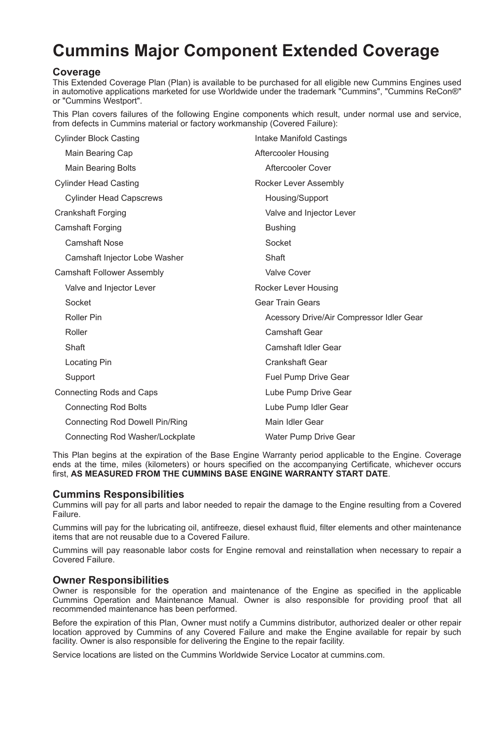# Cummins Major Component Extended Coverage

## Coverage

This Extended Coverage Plan (Plan) is available to be purchased for all eligible new Cummins Engines used in automotive applications marketed for use Worldwide under the trademark "Cummins", "Cummins ReCon®" or "Cummins Westport".

This Plan covers failures of the following Engine components which result, under normal use and service, from defects in Cummins material or factory workmanship (Covered Failure):

- Cylinder Block Casting
  - Main Bearing Cap
  - Main Bearing Bolts
- Cylinder Head Casting
  - Cylinder Head Capscrews
- Crankshaft Forging
- Camshaft Forging
  - Camshaft Nose
  - Camshaft Injector Lobe Washer
- Camshaft Follower Assembly
  - Valve and Injector Lever
  - Socket
  - Roller Pin
  - Roller
  - Shaft
  - Locating Pin
  - Support
- Connecting Rods and Caps
  - Connecting Rod Bolts
  - Connecting Rod Dowell Pin/Ring
  - Connecting Rod Washer/Lockplate
- Intake Manifold Castings
- Aftercooler Housing
  - Aftercooler Cover
- Rocker Lever Assembly
  - Housing/Support
  - Valve and Injector Lever
  - Bushing
  - Socket
  - Shaft
  - Valve Cover
- Rocker Lever Housing
- Gear Train Gears
  - Acessory Drive/Air Compressor Idler Gear
  - Camshaft Gear
  - Camshaft Idler Gear
  - Crankshaft Gear
  - Fuel Pump Drive Gear
  - Lube Pump Drive Gear
  - Lube Pump Idler Gear
  - Main Idler Gear
  - Water Pump Drive Gear

This Plan begins at the expiration of the Base Engine Warranty period applicable to the Engine. Coverage ends at the time, miles (kilometers) or hours specified on the accompanying Certificate, whichever occurs first, **AS MEASURED FROM THE CUMMINS BASE ENGINE WARRANTY START DATE**.

## Cummins Responsibilities

Cummins will pay for all parts and labor needed to repair the damage to the Engine resulting from a Covered Failure.

Cummins will pay for the lubricating oil, antifreeze, diesel exhaust fluid, filter elements and other maintenance items that are not reusable due to a Covered Failure.

Cummins will pay reasonable labor costs for Engine removal and reinstallation when necessary to repair a Covered Failure.

## Owner Responsibilities

Owner is responsible for the operation and maintenance of the Engine as specified in the applicable Cummins Operation and Maintenance Manual. Owner is also responsible for providing proof that all recommended maintenance has been performed.

Before the expiration of this Plan, Owner must notify a Cummins distributor, authorized dealer or other repair location approved by Cummins of any Covered Failure and make the Engine available for repair by such facility. Owner is also responsible for delivering the Engine to the repair facility.

Service locations are listed on the Cummins Worldwide Service Locator at cummins.com.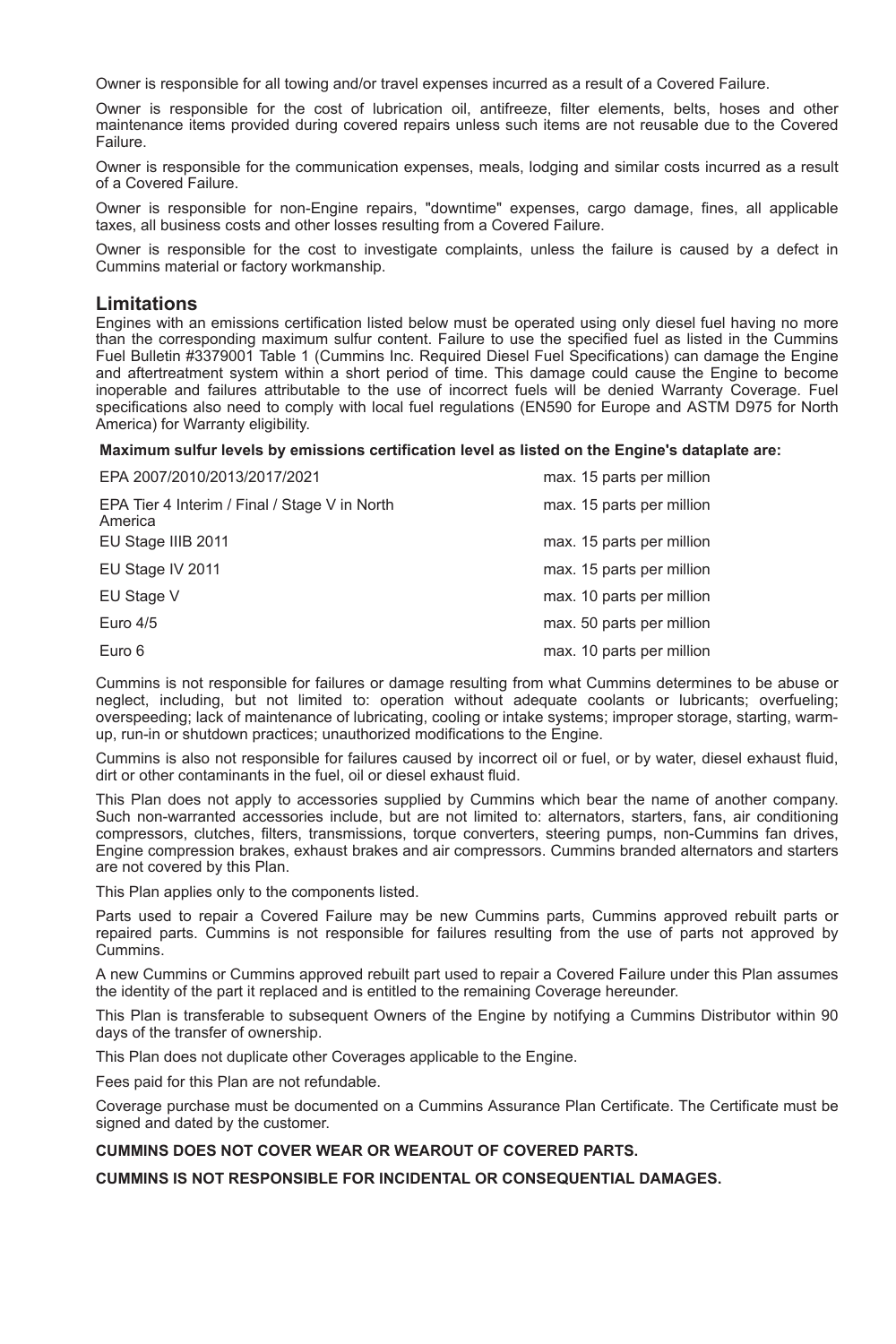Owner is responsible for all towing and/or travel expenses incurred as a result of a Covered Failure.

Owner is responsible for the cost of lubrication oil, antifreeze, filter elements, belts, hoses and other maintenance items provided during covered repairs unless such items are not reusable due to the Covered Failure.

Owner is responsible for the communication expenses, meals, lodging and similar costs incurred as a result of a Covered Failure.

Owner is responsible for non-Engine repairs, "downtime" expenses, cargo damage, fines, all applicable taxes, all business costs and other losses resulting from a Covered Failure.

Owner is responsible for the cost to investigate complaints, unless the failure is caused by a defect in Cummins material or factory workmanship.

## Limitations

Engines with an emissions certification listed below must be operated using only diesel fuel having no more than the corresponding maximum sulfur content. Failure to use the specified fuel as listed in the Cummins Fuel Bulletin #3379001 Table 1 (Cummins Inc. Required Diesel Fuel Specifications) can damage the Engine and aftertreatment system within a short period of time. This damage could cause the Engine to become inoperable and failures attributable to the use of incorrect fuels will be denied Warranty Coverage. Fuel specifications also need to comply with local fuel regulations (EN590 for Europe and ASTM D975 for North America) for Warranty eligibility.

**Maximum sulfur levels by emissions certification level as listed on the Engine's dataplate are:**

| | |
|---|---|
| EPA 2007/2010/2013/2017/2021 | max. 15 parts per million |
| EPA Tier 4 Interim / Final / Stage V in North America | max. 15 parts per million |
| EU Stage IIIB 2011 | max. 15 parts per million |
| EU Stage IV 2011 | max. 15 parts per million |
| EU Stage V | max. 10 parts per million |
| Euro 4/5 | max. 50 parts per million |
| Euro 6 | max. 10 parts per million |

Cummins is not responsible for failures or damage resulting from what Cummins determines to be abuse or neglect, including, but not limited to: operation without adequate coolants or lubricants; overfueling; overspeeding; lack of maintenance of lubricating, cooling or intake systems; improper storage, starting, warm-up, run-in or shutdown practices; unauthorized modifications to the Engine.

Cummins is also not responsible for failures caused by incorrect oil or fuel, or by water, diesel exhaust fluid, dirt or other contaminants in the fuel, oil or diesel exhaust fluid.

This Plan does not apply to accessories supplied by Cummins which bear the name of another company. Such non-warranted accessories include, but are not limited to: alternators, starters, fans, air conditioning compressors, clutches, filters, transmissions, torque converters, steering pumps, non-Cummins fan drives, Engine compression brakes, exhaust brakes and air compressors. Cummins branded alternators and starters are not covered by this Plan.

This Plan applies only to the components listed.

Parts used to repair a Covered Failure may be new Cummins parts, Cummins approved rebuilt parts or repaired parts. Cummins is not responsible for failures resulting from the use of parts not approved by Cummins.

A new Cummins or Cummins approved rebuilt part used to repair a Covered Failure under this Plan assumes the identity of the part it replaced and is entitled to the remaining Coverage hereunder.

This Plan is transferable to subsequent Owners of the Engine by notifying a Cummins Distributor within 90 days of the transfer of ownership.

This Plan does not duplicate other Coverages applicable to the Engine.

Fees paid for this Plan are not refundable.

Coverage purchase must be documented on a Cummins Assurance Plan Certificate. The Certificate must be signed and dated by the customer.

**CUMMINS DOES NOT COVER WEAR OR WEAROUT OF COVERED PARTS.**

**CUMMINS IS NOT RESPONSIBLE FOR INCIDENTAL OR CONSEQUENTIAL DAMAGES.**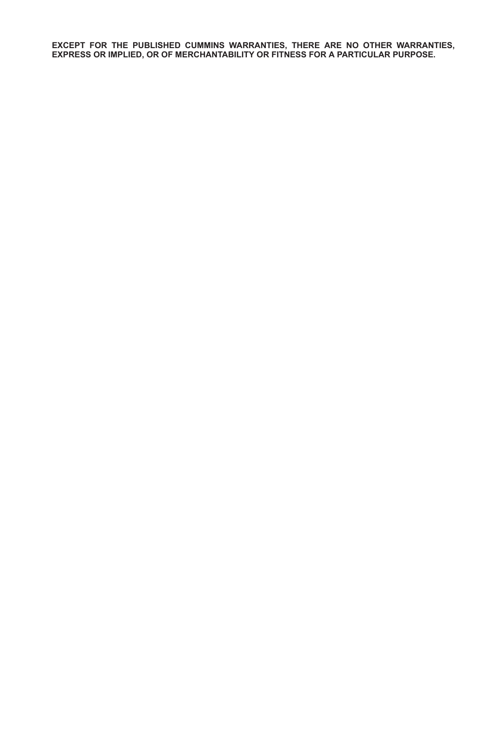**EXCEPT FOR THE PUBLISHED CUMMINS WARRANTIES, THERE ARE NO OTHER WARRANTIES, EXPRESS OR IMPLIED, OR OF MERCHANTABILITY OR FITNESS FOR A PARTICULAR PURPOSE.**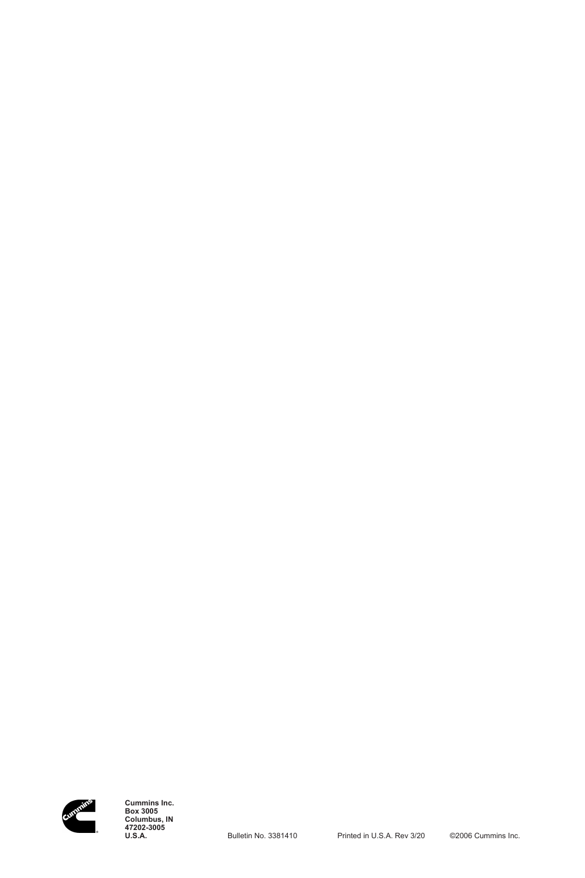Cummins Inc.
Box 3005
Columbus, IN
47202-3005
U.S.A.

Bulletin No. 3381410

Printed in U.S.A. Rev 3/20

©2006 Cummins Inc.